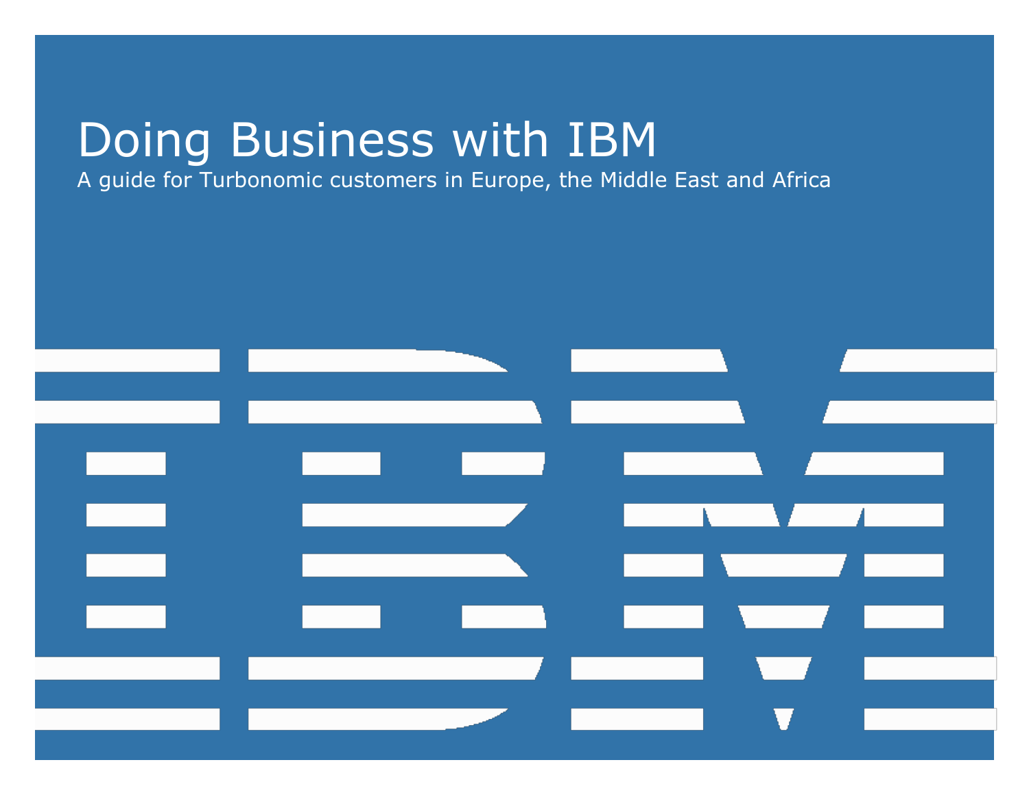# Doing Business with IBM

A guide for Turbonomic customers in Europe, the Middle East and Africa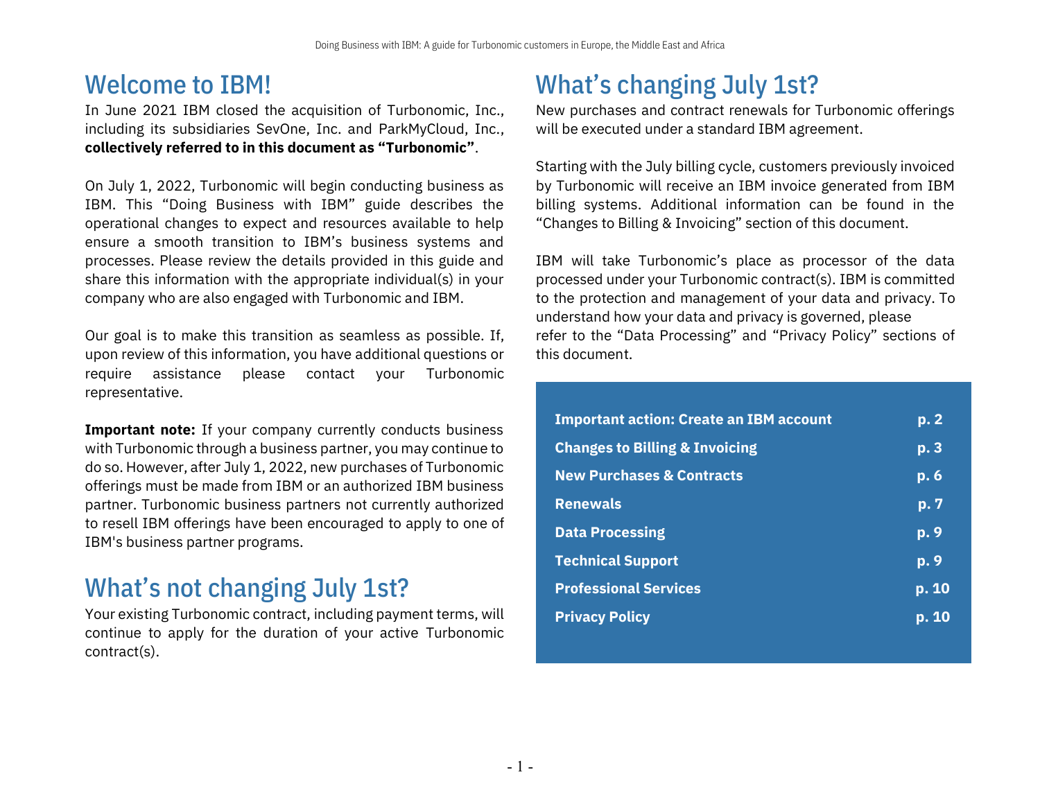## Welcome to IBM!

In June 2021 IBM closed the acquisition of Turbonomic, Inc., including its subsidiaries SevOne, Inc. and ParkMyCloud, Inc., **collectively referred to in this document as "Turbonomic"**.

On July 1, 2022, Turbonomic will begin conducting business as IBM. This "Doing Business with IBM" guide describes the operational changes to expect and resources available to help ensure a smooth transition to IBM's business systems and processes. Please review the details provided in this guide and share this information with the appropriate individual(s) in your company who are also engaged with Turbonomic and IBM.

Our goal is to make this transition as seamless as possible. If, upon review of this information, you have additional questions or require assistance please contact your Turbonomic representative.

**Important note:** If your company currently conducts business with Turbonomic through a business partner, you may continue to do so. However, after July 1, 2022, new purchases of Turbonomic offerings must be made from IBM or an authorized IBM business partner. Turbonomic business partners not currently authorized to resell IBM offerings have been encouraged to apply to one of IBM's business partner programs.

## What's not changing July 1st?

Your existing Turbonomic contract, including payment terms, will continue to apply for the duration of your active Turbonomic contract(s).

## What's changing July 1st?

New purchases and contract renewals for Turbonomic offerings will be executed under a standard IBM agreement.

Starting with the July billing cycle, customers previously invoiced by Turbonomic will receive an IBM invoice generated from IBM billing systems. Additional information can be found in the "Changes to Billing & Invoicing" section of this document.

IBM will take Turbonomic's place as processor of the data processed under your Turbonomic contract(s). IBM is committed to the protection and management of your data and privacy. To understand how your data and privacy is governed, please refer to the "Data Processing" and "Privacy Policy" sections of this document.

| | |
|---|---|
| **Important action: Create an IBM account** | **p. 2** |
| **Changes to Billing & Invoicing** | **p. 3** |
| **New Purchases & Contracts** | **p. 6** |
| **Renewals** | **p. 7** |
| **Data Processing** | **p. 9** |
| **Technical Support** | **p. 9** |
| **Professional Services** | **p. 10** |
| **Privacy Policy** | **p. 10** |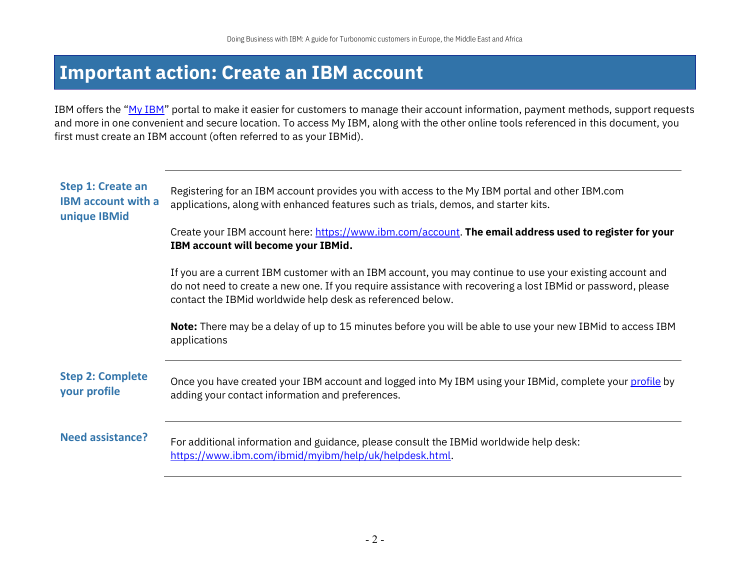# Important action: Create an IBM account

IBM offers the "[My IBM]" portal to make it easier for customers to manage their account information, payment methods, support requests and more in one convenient and secure location. To access My IBM, along with the other online tools referenced in this document, you first must create an IBM account (often referred to as your IBMid).

| | |
|---|---|
| **Step 1: Create an IBM account with a unique IBMid** | Registering for an IBM account provides you with access to the My IBM portal and other IBM.com applications, along with enhanced features such as trials, demos, and starter kits.<br><br>Create your IBM account here: https://www.ibm.com/account. **The email address used to register for your IBM account will become your IBMid.**<br><br>If you are a current IBM customer with an IBM account, you may continue to use your existing account and do not need to create a new one. If you require assistance with recovering a lost IBMid or password, please contact the IBMid worldwide help desk as referenced below.<br><br>**Note:** There may be a delay of up to 15 minutes before you will be able to use your new IBMid to access IBM applications |
| **Step 2: Complete your profile** | Once you have created your IBM account and logged into My IBM using your IBMid, complete your profile by adding your contact information and preferences. |
| **Need assistance?** | For additional information and guidance, please consult the IBMid worldwide help desk: https://www.ibm.com/ibmid/myibm/help/uk/helpdesk.html. |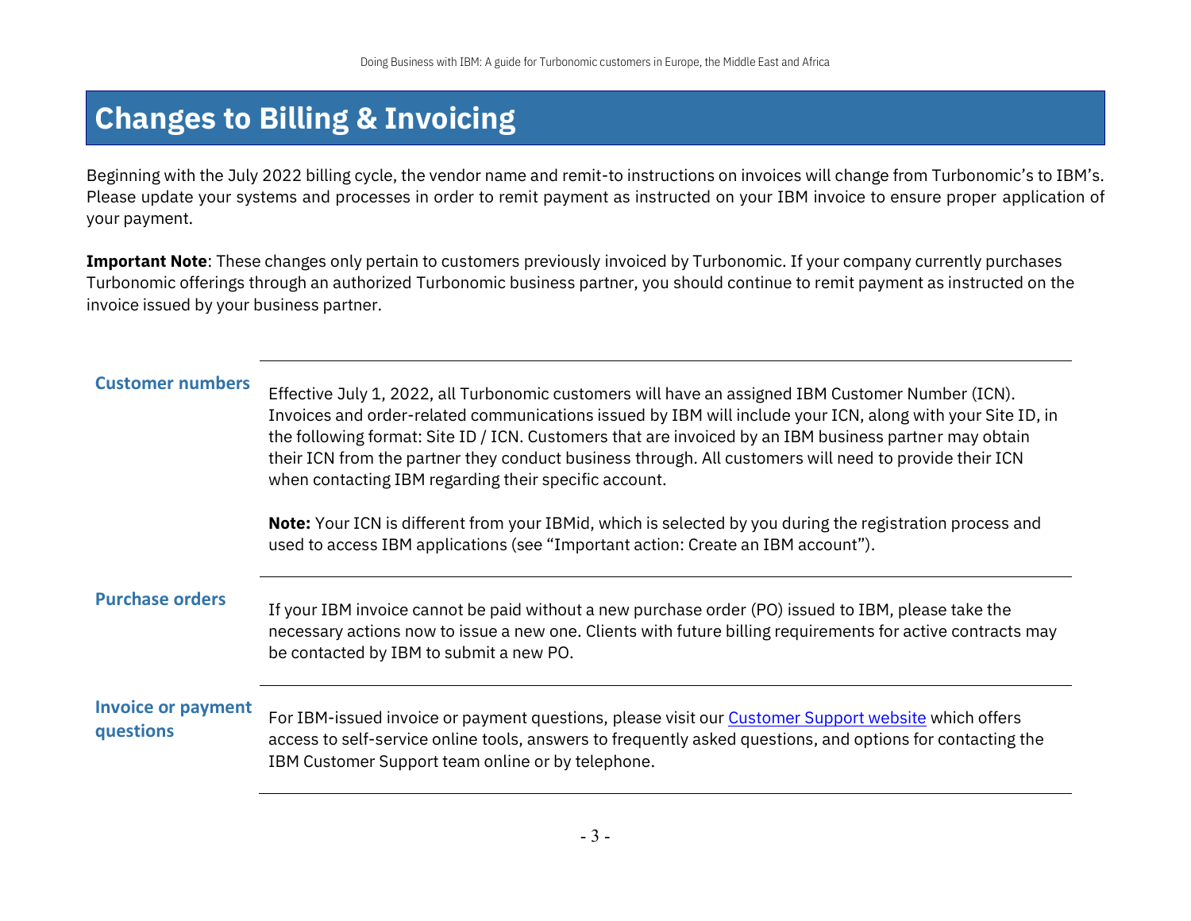# Changes to Billing & Invoicing

Beginning with the July 2022 billing cycle, the vendor name and remit-to instructions on invoices will change from Turbonomic's to IBM's. Please update your systems and processes in order to remit payment as instructed on your IBM invoice to ensure proper application of your payment.

**Important Note**: These changes only pertain to customers previously invoiced by Turbonomic. If your company currently purchases Turbonomic offerings through an authorized Turbonomic business partner, you should continue to remit payment as instructed on the invoice issued by your business partner.

### Customer numbers

Effective July 1, 2022, all Turbonomic customers will have an assigned IBM Customer Number (ICN). Invoices and order-related communications issued by IBM will include your ICN, along with your Site ID, in the following format: Site ID / ICN. Customers that are invoiced by an IBM business partner may obtain their ICN from the partner they conduct business through. All customers will need to provide their ICN when contacting IBM regarding their specific account.

**Note:** Your ICN is different from your IBMid, which is selected by you during the registration process and used to access IBM applications (see "Important action: Create an IBM account").

### Purchase orders

If your IBM invoice cannot be paid without a new purchase order (PO) issued to IBM, please take the necessary actions now to issue a new one. Clients with future billing requirements for active contracts may be contacted by IBM to submit a new PO.

### Invoice or payment questions

For IBM-issued invoice or payment questions, please visit our Customer Support website which offers access to self-service online tools, answers to frequently asked questions, and options for contacting the IBM Customer Support team online or by telephone.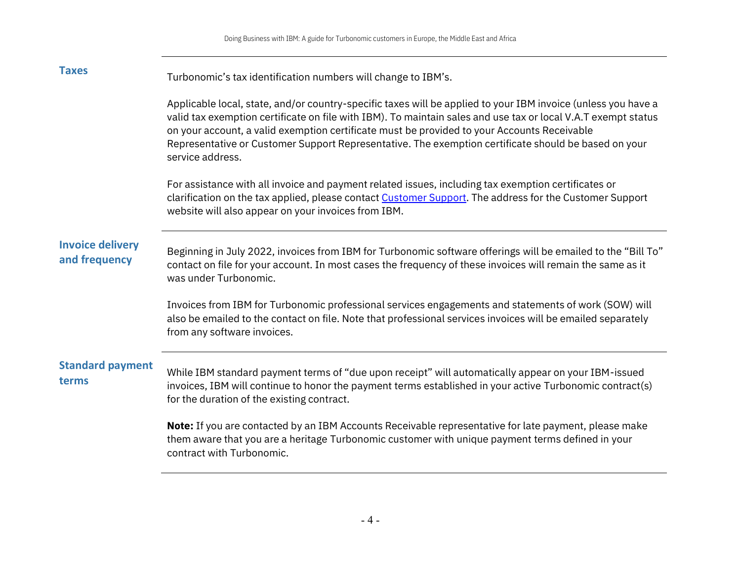## Taxes

Turbonomic's tax identification numbers will change to IBM's.

Applicable local, state, and/or country-specific taxes will be applied to your IBM invoice (unless you have a valid tax exemption certificate on file with IBM). To maintain sales and use tax or local V.A.T exempt status on your account, a valid exemption certificate must be provided to your Accounts Receivable Representative or Customer Support Representative. The exemption certificate should be based on your service address.

For assistance with all invoice and payment related issues, including tax exemption certificates or clarification on the tax applied, please contact Customer Support. The address for the Customer Support website will also appear on your invoices from IBM.

## Invoice delivery and frequency

Beginning in July 2022, invoices from IBM for Turbonomic software offerings will be emailed to the "Bill To" contact on file for your account. In most cases the frequency of these invoices will remain the same as it was under Turbonomic.

Invoices from IBM for Turbonomic professional services engagements and statements of work (SOW) will also be emailed to the contact on file. Note that professional services invoices will be emailed separately from any software invoices.

## Standard payment terms

While IBM standard payment terms of "due upon receipt" will automatically appear on your IBM-issued invoices, IBM will continue to honor the payment terms established in your active Turbonomic contract(s) for the duration of the existing contract.

**Note:** If you are contacted by an IBM Accounts Receivable representative for late payment, please make them aware that you are a heritage Turbonomic customer with unique payment terms defined in your contract with Turbonomic.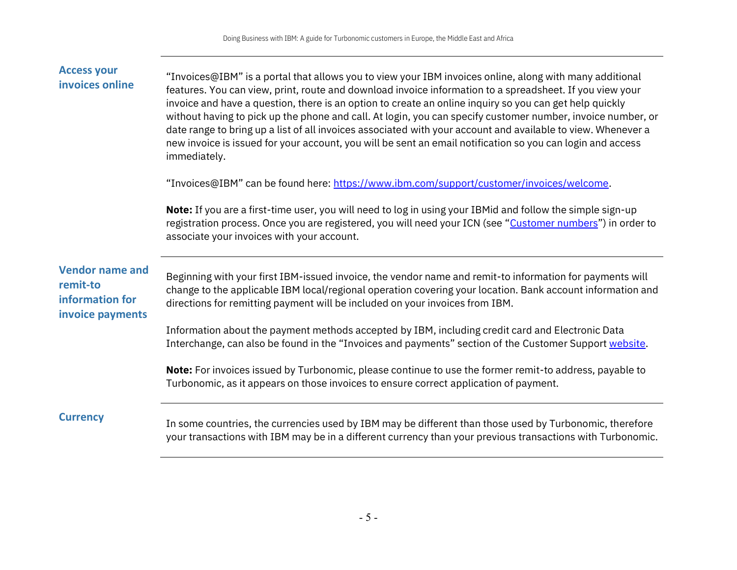## Access your invoices online

"Invoices@IBM" is a portal that allows you to view your IBM invoices online, along with many additional features. You can view, print, route and download invoice information to a spreadsheet. If you view your invoice and have a question, there is an option to create an online inquiry so you can get help quickly without having to pick up the phone and call. At login, you can specify customer number, invoice number, or date range to bring up a list of all invoices associated with your account and available to view. Whenever a new invoice is issued for your account, you will be sent an email notification so you can login and access immediately.

"Invoices@IBM" can be found here: [https://www.ibm.com/support/customer/invoices/welcome](https://www.ibm.com/support/customer/invoices/welcome).

**Note:** If you are a first-time user, you will need to log in using your IBMid and follow the simple sign-up registration process. Once you are registered, you will need your ICN (see "Customer numbers") in order to associate your invoices with your account.

## Vendor name and remit-to information for invoice payments

Beginning with your first IBM-issued invoice, the vendor name and remit-to information for payments will change to the applicable IBM local/regional operation covering your location. Bank account information and directions for remitting payment will be included on your invoices from IBM.

Information about the payment methods accepted by IBM, including credit card and Electronic Data Interchange, can also be found in the "Invoices and payments" section of the Customer Support website.

**Note:** For invoices issued by Turbonomic, please continue to use the former remit-to address, payable to Turbonomic, as it appears on those invoices to ensure correct application of payment.

## Currency

In some countries, the currencies used by IBM may be different than those used by Turbonomic, therefore your transactions with IBM may be in a different currency than your previous transactions with Turbonomic.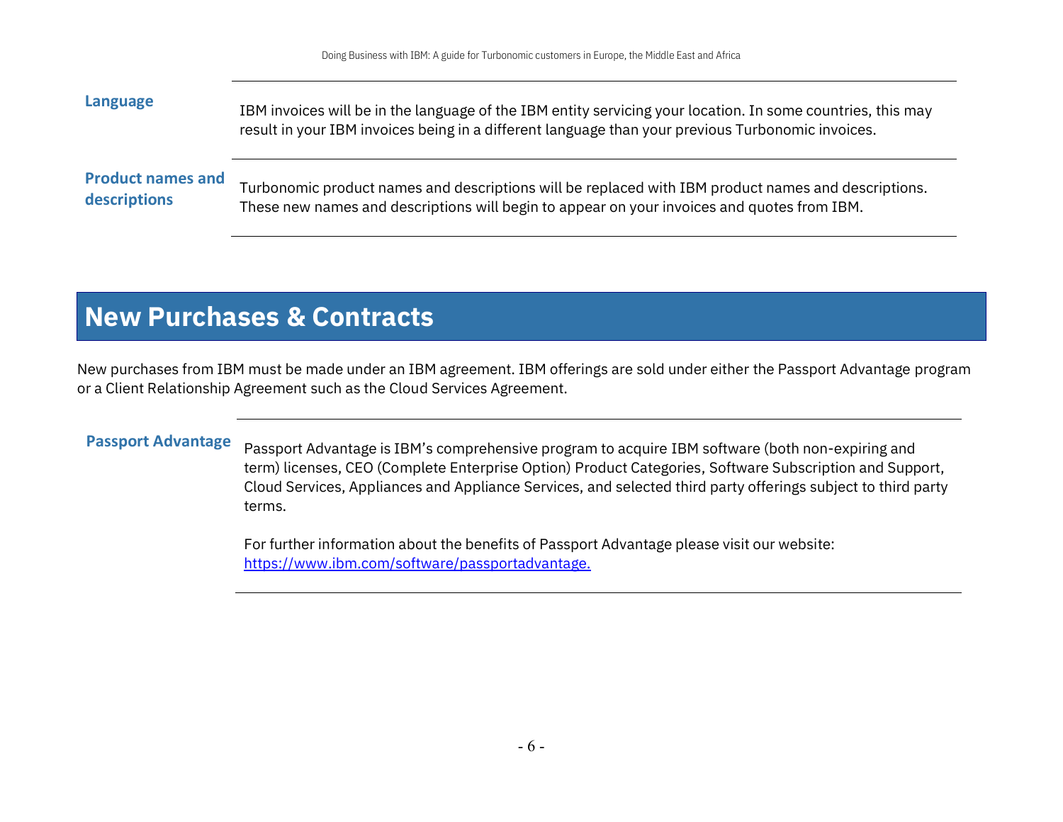**Language**

IBM invoices will be in the language of the IBM entity servicing your location. In some countries, this may result in your IBM invoices being in a different language than your previous Turbonomic invoices.

**Product names and descriptions**

Turbonomic product names and descriptions will be replaced with IBM product names and descriptions. These new names and descriptions will begin to appear on your invoices and quotes from IBM.

## New Purchases & Contracts

New purchases from IBM must be made under an IBM agreement. IBM offerings are sold under either the Passport Advantage program or a Client Relationship Agreement such as the Cloud Services Agreement.

**Passport Advantage**

Passport Advantage is IBM's comprehensive program to acquire IBM software (both non-expiring and term) licenses, CEO (Complete Enterprise Option) Product Categories, Software Subscription and Support, Cloud Services, Appliances and Appliance Services, and selected third party offerings subject to third party terms.

For further information about the benefits of Passport Advantage please visit our website: [https://www.ibm.com/software/passportadvantage.](https://www.ibm.com/software/passportadvantage)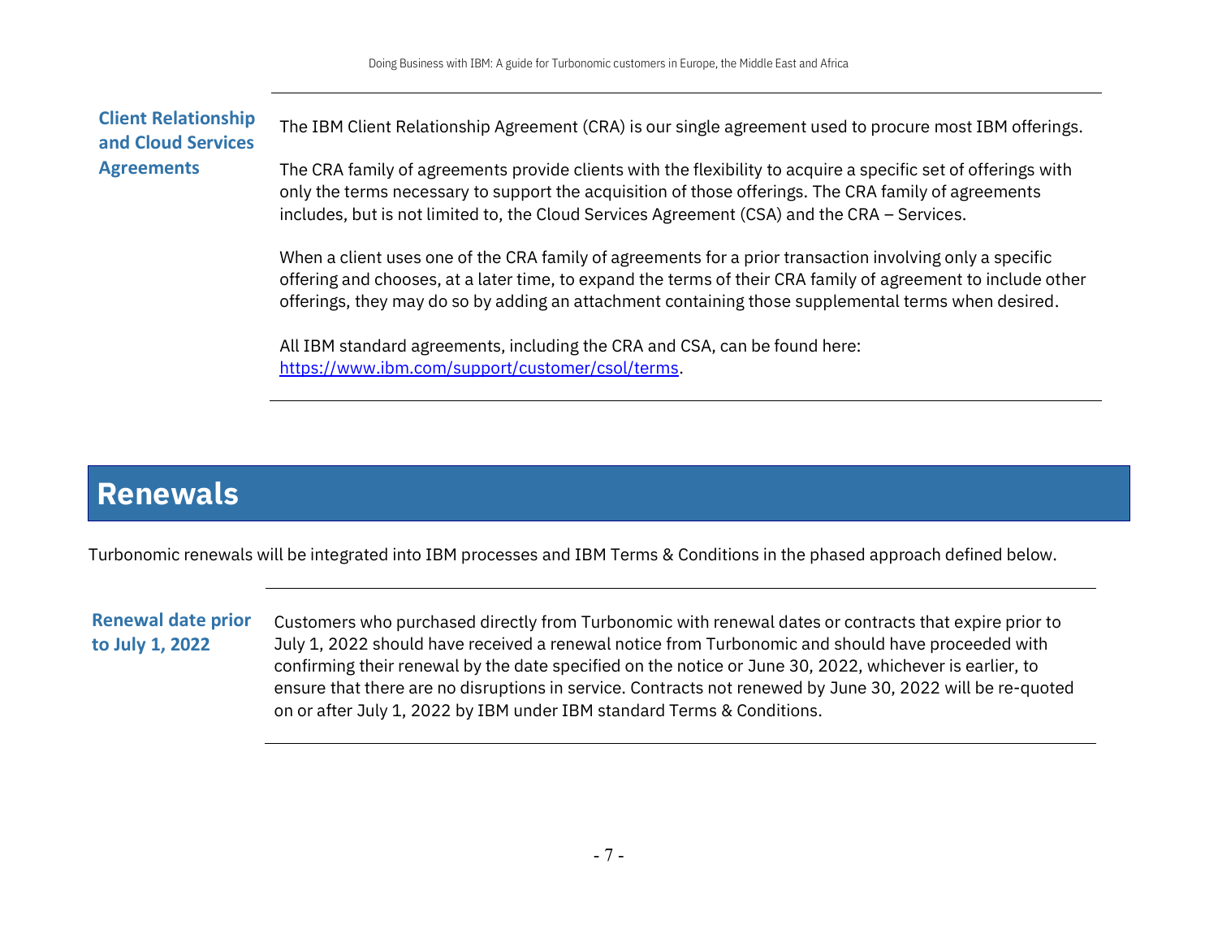### Client Relationship and Cloud Services Agreements

The IBM Client Relationship Agreement (CRA) is our single agreement used to procure most IBM offerings.

The CRA family of agreements provide clients with the flexibility to acquire a specific set of offerings with only the terms necessary to support the acquisition of those offerings. The CRA family of agreements includes, but is not limited to, the Cloud Services Agreement (CSA) and the CRA – Services.

When a client uses one of the CRA family of agreements for a prior transaction involving only a specific offering and chooses, at a later time, to expand the terms of their CRA family of agreement to include other offerings, they may do so by adding an attachment containing those supplemental terms when desired.

All IBM standard agreements, including the CRA and CSA, can be found here: [https://www.ibm.com/support/customer/csol/terms](https://www.ibm.com/support/customer/csol/terms).

# Renewals

Turbonomic renewals will be integrated into IBM processes and IBM Terms & Conditions in the phased approach defined below.

### Renewal date prior to July 1, 2022

Customers who purchased directly from Turbonomic with renewal dates or contracts that expire prior to July 1, 2022 should have received a renewal notice from Turbonomic and should have proceeded with confirming their renewal by the date specified on the notice or June 30, 2022, whichever is earlier, to ensure that there are no disruptions in service. Contracts not renewed by June 30, 2022 will be re-quoted on or after July 1, 2022 by IBM under IBM standard Terms & Conditions.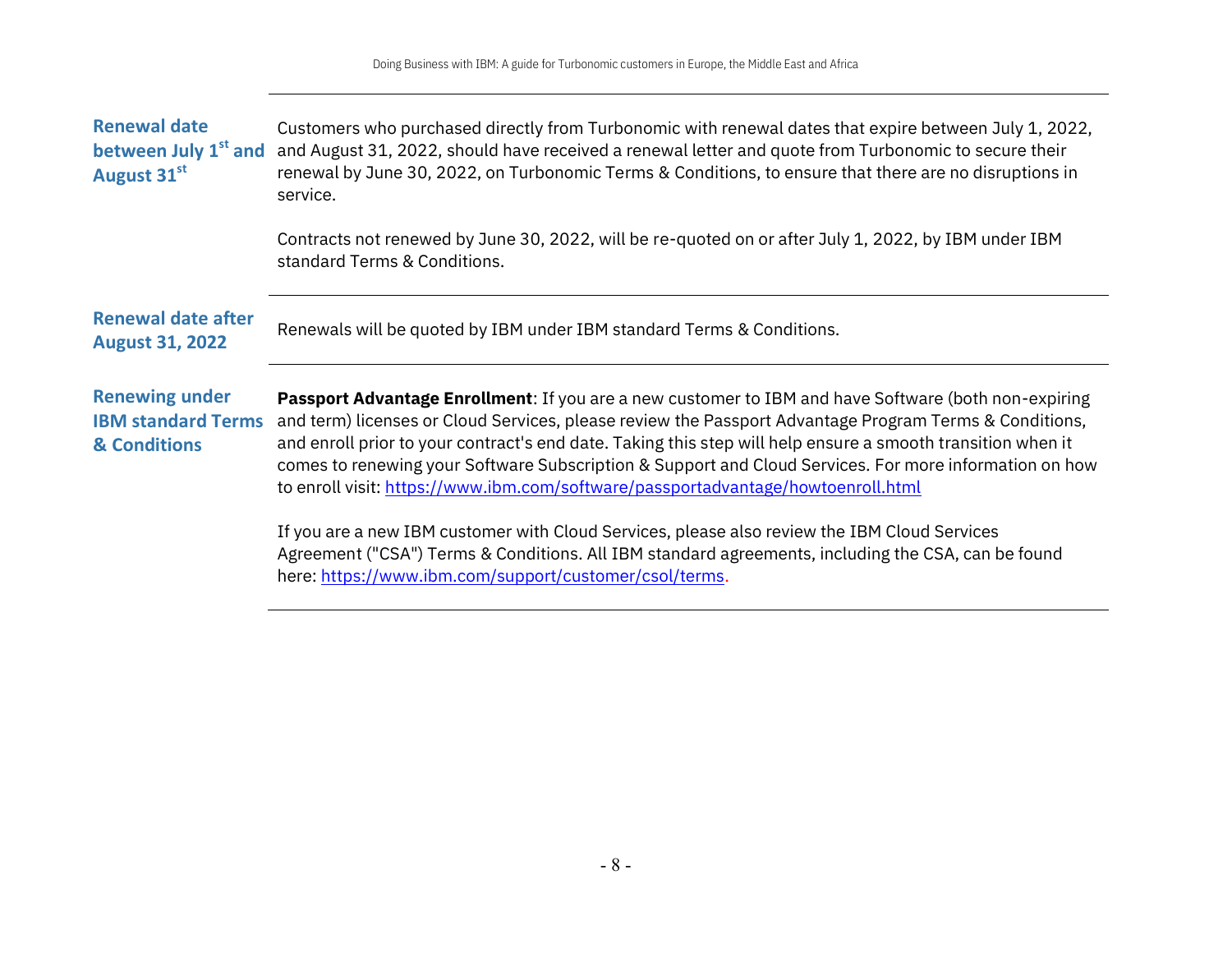| | |
|---|---|
| **Renewal date between July 1st and August 31st** | Customers who purchased directly from Turbonomic with renewal dates that expire between July 1, 2022, and August 31, 2022, should have received a renewal letter and quote from Turbonomic to secure their renewal by June 30, 2022, on Turbonomic Terms & Conditions, to ensure that there are no disruptions in service.<br><br>Contracts not renewed by June 30, 2022, will be re-quoted on or after July 1, 2022, by IBM under IBM standard Terms & Conditions. |
| **Renewal date after August 31, 2022** | Renewals will be quoted by IBM under IBM standard Terms & Conditions. |
| **Renewing under IBM standard Terms & Conditions** | **Passport Advantage Enrollment**: If you are a new customer to IBM and have Software (both non-expiring and term) licenses or Cloud Services, please review the Passport Advantage Program Terms & Conditions, and enroll prior to your contract's end date. Taking this step will help ensure a smooth transition when it comes to renewing your Software Subscription & Support and Cloud Services. For more information on how to enroll visit: https://www.ibm.com/software/passportadvantage/howtoenroll.html<br><br>If you are a new IBM customer with Cloud Services, please also review the IBM Cloud Services Agreement ("CSA") Terms & Conditions. All IBM standard agreements, including the CSA, can be found here: https://www.ibm.com/support/customer/csol/terms. |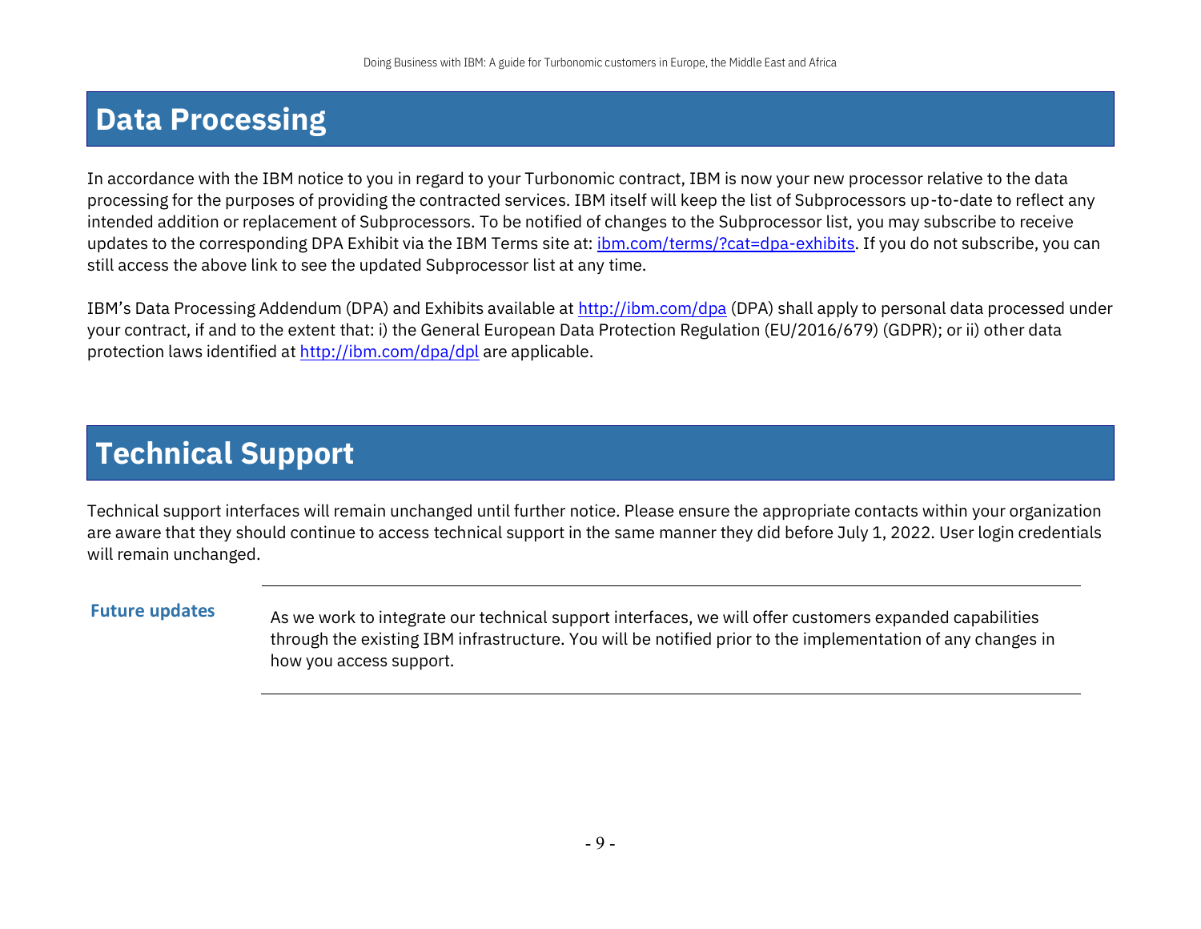# Data Processing

In accordance with the IBM notice to you in regard to your Turbonomic contract, IBM is now your new processor relative to the data processing for the purposes of providing the contracted services. IBM itself will keep the list of Subprocessors up-to-date to reflect any intended addition or replacement of Subprocessors. To be notified of changes to the Subprocessor list, you may subscribe to receive updates to the corresponding DPA Exhibit via the IBM Terms site at: [ibm.com/terms/?cat=dpa-exhibits](ibm.com/terms/?cat=dpa-exhibits). If you do not subscribe, you can still access the above link to see the updated Subprocessor list at any time.

IBM's Data Processing Addendum (DPA) and Exhibits available at [http://ibm.com/dpa](http://ibm.com/dpa) (DPA) shall apply to personal data processed under your contract, if and to the extent that: i) the General European Data Protection Regulation (EU/2016/679) (GDPR); or ii) other data protection laws identified at [http://ibm.com/dpa/dpl](http://ibm.com/dpa/dpl) are applicable.

# Technical Support

Technical support interfaces will remain unchanged until further notice. Please ensure the appropriate contacts within your organization are aware that they should continue to access technical support in the same manner they did before July 1, 2022. User login credentials will remain unchanged.

**Future updates**

As we work to integrate our technical support interfaces, we will offer customers expanded capabilities through the existing IBM infrastructure. You will be notified prior to the implementation of any changes in how you access support.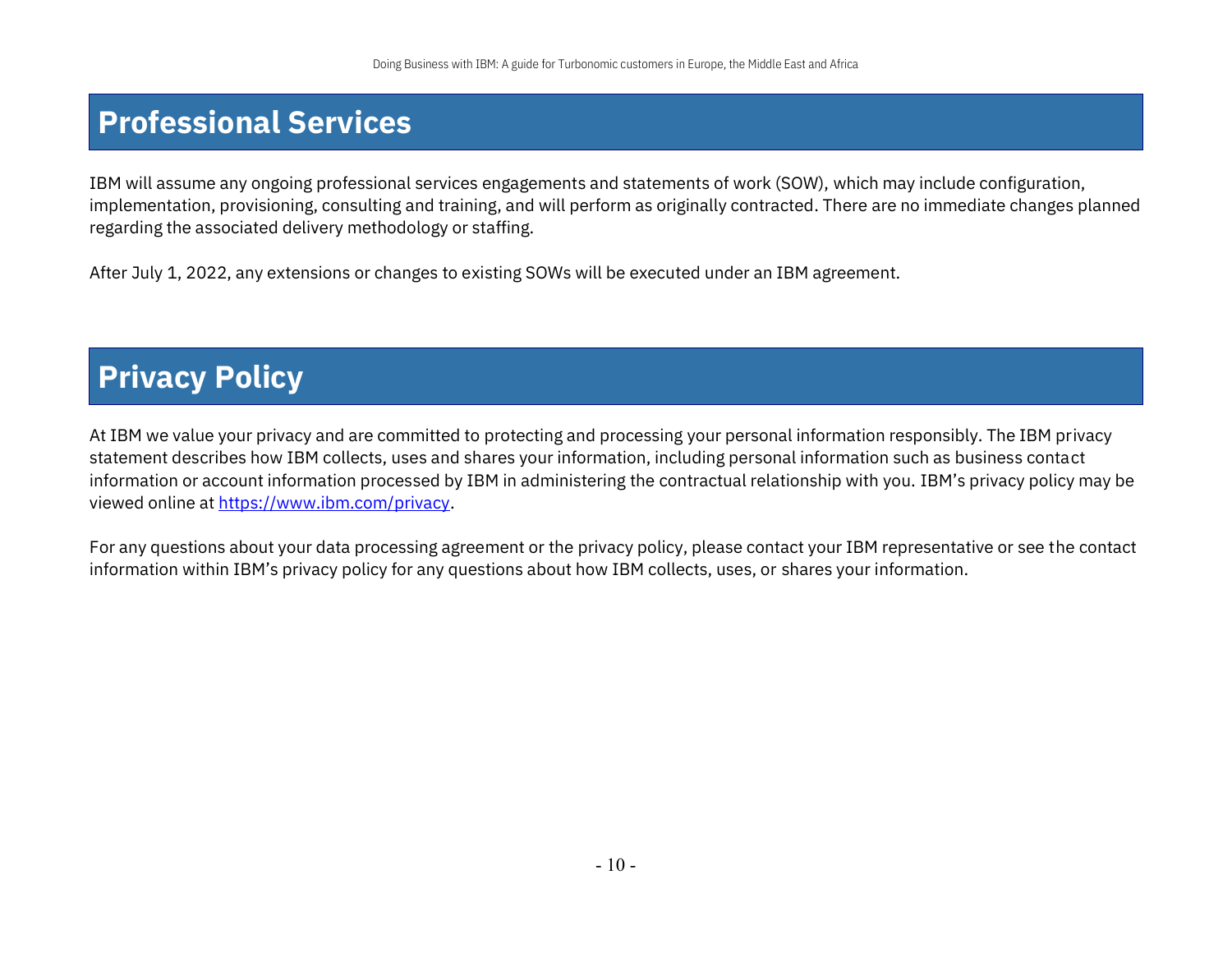## Professional Services

IBM will assume any ongoing professional services engagements and statements of work (SOW), which may include configuration, implementation, provisioning, consulting and training, and will perform as originally contracted. There are no immediate changes planned regarding the associated delivery methodology or staffing.

After July 1, 2022, any extensions or changes to existing SOWs will be executed under an IBM agreement.

## Privacy Policy

At IBM we value your privacy and are committed to protecting and processing your personal information responsibly. The IBM privacy statement describes how IBM collects, uses and shares your information, including personal information such as business contact information or account information processed by IBM in administering the contractual relationship with you. IBM's privacy policy may be viewed online at [https://www.ibm.com/privacy](https://www.ibm.com/privacy).

For any questions about your data processing agreement or the privacy policy, please contact your IBM representative or see the contact information within IBM's privacy policy for any questions about how IBM collects, uses, or shares your information.